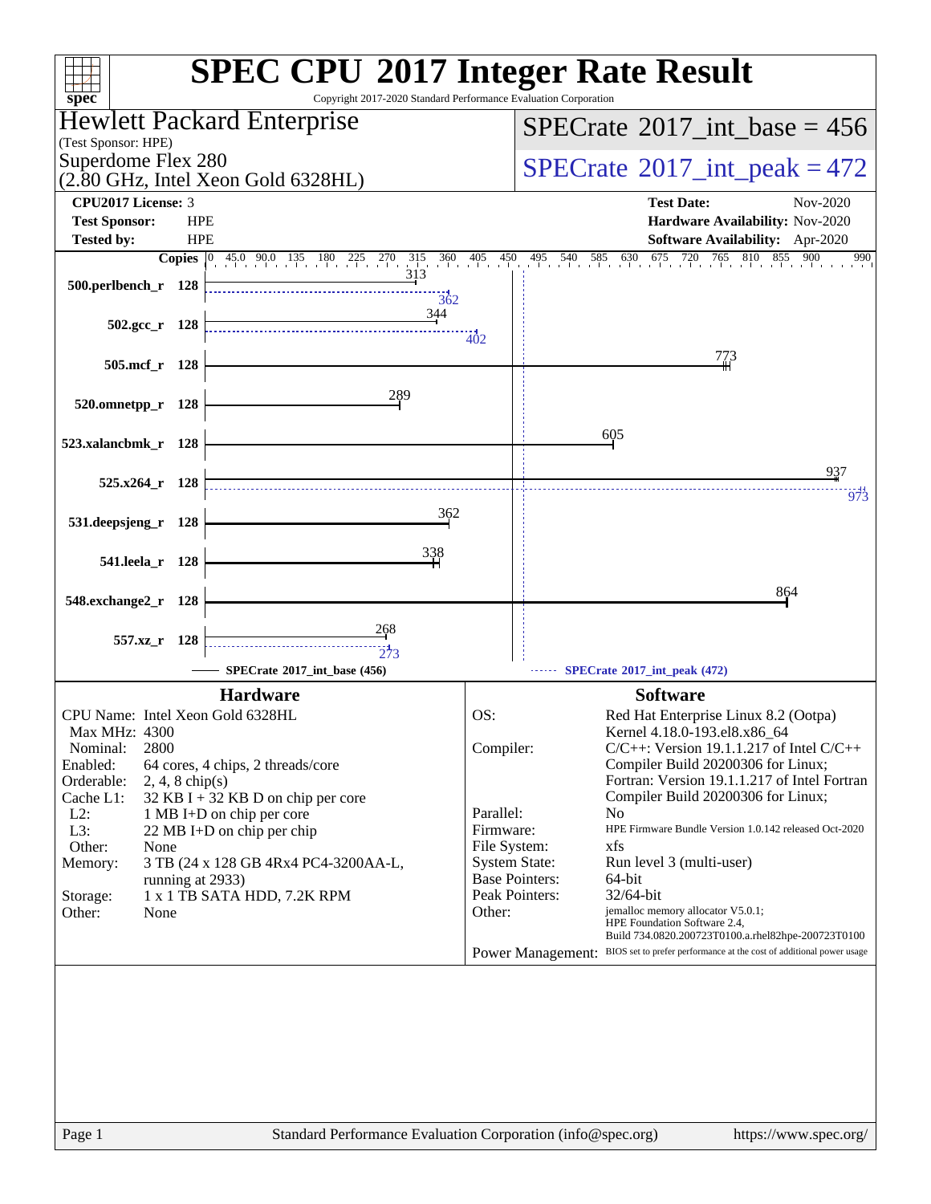# SPEC CPU 2017 Integer Rate Result

Copyright 2017-2020 Standard Performance Evaluation Corporation

**Hewlett Packard Enterprise**
(Test Sponsor: HPE)
Superdome Flex 280
(2.80 GHz, Intel Xeon Gold 6328HL)

**SPECrate 2017_int_base = 456**
**SPECrate 2017_int_peak = 472**

| | | | |
|---|---|---|---|
| **CPU2017 License:** | 3 | **Test Date:** | Nov-2020 |
| **Test Sponsor:** | HPE | **Hardware Availability:** | Nov-2020 |
| **Tested by:** | HPE | **Software Availability:** | Apr-2020 |

| Benchmark | Copies | Base | Peak |
|---|---|---|---|
| 500.perlbench_r | 128 | 313 | 362 |
| 502.gcc_r | 128 | 344 | 402 |
| 505.mcf_r | 128 | 773 | |
| 520.omnetpp_r | 128 | 289 | |
| 523.xalancbmk_r | 128 | 605 | |
| 525.x264_r | 128 | 937 | 973 |
| 531.deepsjeng_r | 128 | 362 | |
| 541.leela_r | 128 | 338 | |
| 548.exchange2_r | 128 | 864 | |
| 557.xz_r | 128 | 268 | 273 |

SPECrate 2017_int_base (456) ------ SPECrate 2017_int_peak (472)

## Hardware

| | |
|---|---|
| CPU Name: | Intel Xeon Gold 6328HL |
| Max MHz: | 4300 |
| Nominal: | 2800 |
| Enabled: | 64 cores, 4 chips, 2 threads/core |
| Orderable: | 2, 4, 8 chip(s) |
| Cache L1: | 32 KB I + 32 KB D on chip per core |
| L2: | 1 MB I+D on chip per core |
| L3: | 22 MB I+D on chip per chip |
| Other: | None |
| Memory: | 3 TB (24 x 128 GB 4Rx4 PC4-3200AA-L, running at 2933) |
| Storage: | 1 x 1 TB SATA HDD, 7.2K RPM |
| Other: | None |

## Software

| | |
|---|---|
| OS: | Red Hat Enterprise Linux 8.2 (Ootpa) Kernel 4.18.0-193.el8.x86_64 |
| Compiler: | C/C++: Version 19.1.1.217 of Intel C/C++ Compiler Build 20200306 for Linux; Fortran: Version 19.1.1.217 of Intel Fortran Compiler Build 20200306 for Linux; |
| Parallel: | No |
| Firmware: | HPE Firmware Bundle Version 1.0.142 released Oct-2020 |
| File System: | xfs |
| System State: | Run level 3 (multi-user) |
| Base Pointers: | 64-bit |
| Peak Pointers: | 32/64-bit |
| Other: | jemalloc memory allocator V5.0.1; HPE Foundation Software 2.4, Build 734.0820.200723T0100.a.rhel82hpe-200723T0100 |
| Power Management: | BIOS set to prefer performance at the cost of additional power usage |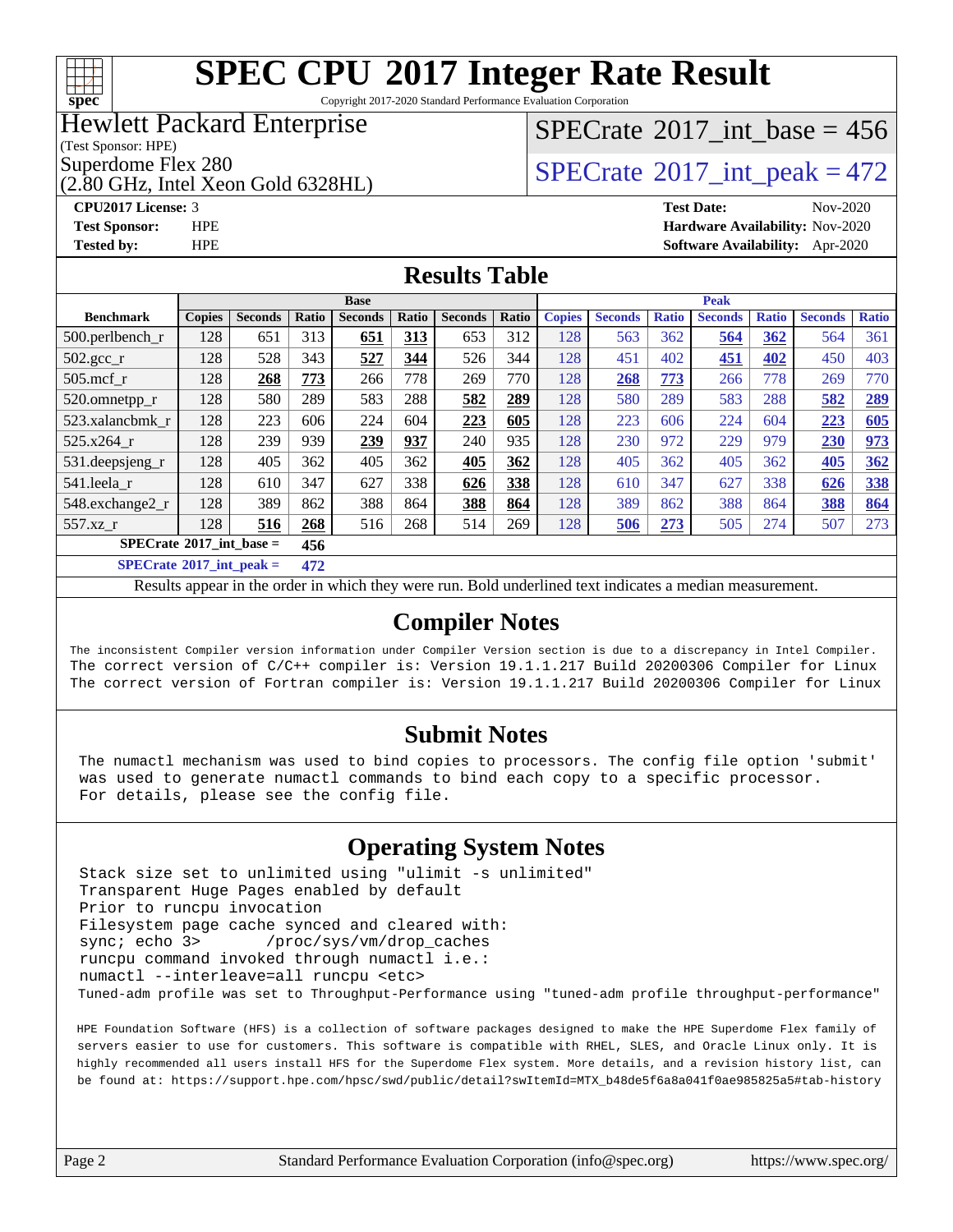# SPEC CPU 2017 Integer Rate Result

Copyright 2017-2020 Standard Performance Evaluation Corporation

**Hewlett Packard Enterprise**
(Test Sponsor: HPE)
Superdome Flex 280
(2.80 GHz, Intel Xeon Gold 6328HL)

SPECrate 2017_int_base = 456

SPECrate 2017_int_peak = 472

**CPU2017 License:** 3
**Test Sponsor:** HPE
**Tested by:** HPE

**Test Date:** Nov-2020
**Hardware Availability:** Nov-2020
**Software Availability:** Apr-2020

## Results Table

| Benchmark | Base | | | | | | | Peak | | | | | | |
|---|---|---|---|---|---|---|---|---|---|---|---|---|---|---|
| | Copies | Seconds | Ratio | Seconds | Ratio | Seconds | Ratio | Copies | Seconds | Ratio | Seconds | Ratio | Seconds | Ratio |
| 500.perlbench_r | 128 | 651 | 313 | **651** | **313** | 653 | 312 | 128 | 563 | 362 | **564** | **362** | 564 | 361 |
| 502.gcc_r | 128 | 528 | 343 | **527** | **344** | 526 | 344 | 128 | 451 | 402 | **451** | **402** | 450 | 403 |
| 505.mcf_r | 128 | **268** | **773** | 266 | 778 | 269 | 770 | 128 | **268** | **773** | 266 | 778 | 269 | 770 |
| 520.omnetpp_r | 128 | 580 | 289 | 583 | 288 | **582** | **289** | 128 | 580 | 289 | 583 | 288 | **582** | **289** |
| 523.xalancbmk_r | 128 | 223 | 606 | 224 | 604 | **223** | **605** | 128 | 223 | 606 | 224 | 604 | **223** | **605** |
| 525.x264_r | 128 | 239 | 939 | **239** | **937** | 240 | 935 | 128 | 230 | 972 | 229 | 979 | **230** | **973** |
| 531.deepsjeng_r | 128 | 405 | 362 | 405 | 362 | **405** | **362** | 128 | 405 | 362 | 405 | 362 | **405** | **362** |
| 541.leela_r | 128 | 610 | 347 | 627 | 338 | **626** | **338** | 128 | 610 | 347 | 627 | 338 | **626** | **338** |
| 548.exchange2_r | 128 | 389 | 862 | 388 | 864 | **388** | **864** | 128 | 389 | 862 | 388 | 864 | **388** | **864** |
| 557.xz_r | 128 | **516** | **268** | 516 | 268 | 514 | 269 | 128 | **506** | **273** | 505 | 274 | 507 | 273 |

**SPECrate 2017_int_base = 456**

**SPECrate 2017_int_peak = 472**

Results appear in the order in which they were run. Bold underlined text indicates a median measurement.

## Compiler Notes

```
The inconsistent Compiler version information under Compiler Version section is due to a discrepancy in Intel Compiler.
The correct version of C/C++ compiler is: Version 19.1.1.217 Build 20200306 Compiler for Linux
The correct version of Fortran compiler is: Version 19.1.1.217 Build 20200306 Compiler for Linux
```

## Submit Notes

```
The numactl mechanism was used to bind copies to processors. The config file option 'submit'
was used to generate numactl commands to bind each copy to a specific processor.
For details, please see the config file.
```

## Operating System Notes

```
Stack size set to unlimited using "ulimit -s unlimited"
Transparent Huge Pages enabled by default
Prior to runcpu invocation
Filesystem page cache synced and cleared with:
sync; echo 3>       /proc/sys/vm/drop_caches
runcpu command invoked through numactl i.e.:
numactl --interleave=all runcpu <etc>
Tuned-adm profile was set to Throughput-Performance using "tuned-adm profile throughput-performance"

HPE Foundation Software (HFS) is a collection of software packages designed to make the HPE Superdome Flex family of
servers easier to use for customers. This software is compatible with RHEL, SLES, and Oracle Linux only. It is
highly recommended all users install HFS for the Superdome Flex system. More details, and a revision history list, can
be found at: https://support.hpe.com/hpsc/swd/public/detail?swItemId=MTX_b48de5f6a8a041f0ae985825a5#tab-history
```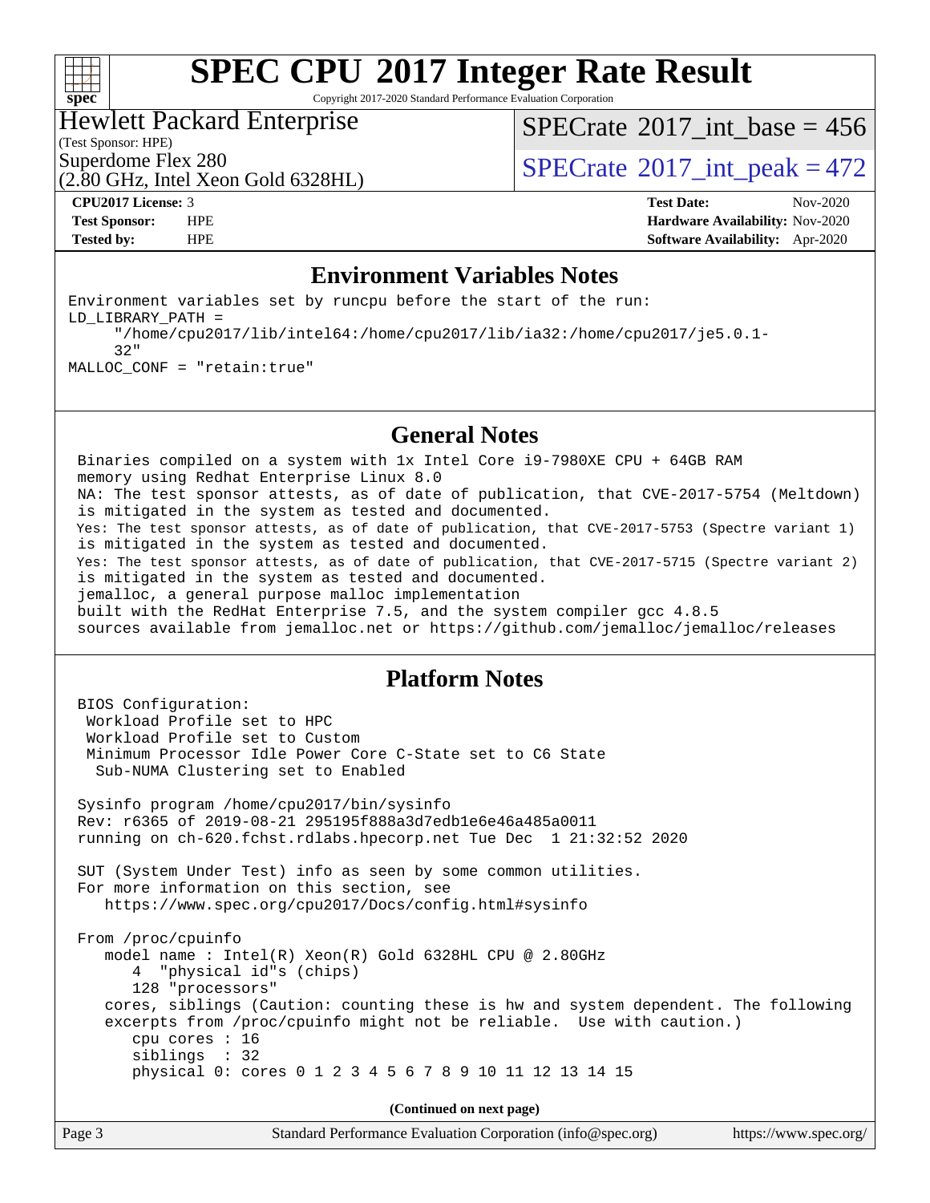# SPEC CPU 2017 Integer Rate Result

Copyright 2017-2020 Standard Performance Evaluation Corporation

**Hewlett Packard Enterprise**
(Test Sponsor: HPE)
Superdome Flex 280
(2.80 GHz, Intel Xeon Gold 6328HL)

SPECrate 2017_int_base = 456

SPECrate 2017_int_peak = 472

| | | | |
|---|---|---|---|
| **CPU2017 License:** | 3 | **Test Date:** | Nov-2020 |
| **Test Sponsor:** | HPE | **Hardware Availability:** | Nov-2020 |
| **Tested by:** | HPE | **Software Availability:** | Apr-2020 |

## Environment Variables Notes

```
Environment variables set by runcpu before the start of the run:
LD_LIBRARY_PATH =
     "/home/cpu2017/lib/intel64:/home/cpu2017/lib/ia32:/home/cpu2017/je5.0.1-
     32"
MALLOC_CONF = "retain:true"
```

## General Notes

```
Binaries compiled on a system with 1x Intel Core i9-7980XE CPU + 64GB RAM
memory using Redhat Enterprise Linux 8.0
NA: The test sponsor attests, as of date of publication, that CVE-2017-5754 (Meltdown)
is mitigated in the system as tested and documented.
Yes: The test sponsor attests, as of date of publication, that CVE-2017-5753 (Spectre variant 1)
is mitigated in the system as tested and documented.
Yes: The test sponsor attests, as of date of publication, that CVE-2017-5715 (Spectre variant 2)
is mitigated in the system as tested and documented.
jemalloc, a general purpose malloc implementation
built with the RedHat Enterprise 7.5, and the system compiler gcc 4.8.5
sources available from jemalloc.net or https://github.com/jemalloc/jemalloc/releases
```

## Platform Notes

```
BIOS Configuration:
 Workload Profile set to HPC
 Workload Profile set to Custom
 Minimum Processor Idle Power Core C-State set to C6 State
  Sub-NUMA Clustering set to Enabled

Sysinfo program /home/cpu2017/bin/sysinfo
Rev: r6365 of 2019-08-21 295195f888a3d7edb1e6e46a485a0011
running on ch-620.fchst.rdlabs.hpecorp.net Tue Dec  1 21:32:52 2020

SUT (System Under Test) info as seen by some common utilities.
For more information on this section, see
   https://www.spec.org/cpu2017/Docs/config.html#sysinfo

From /proc/cpuinfo
   model name : Intel(R) Xeon(R) Gold 6328HL CPU @ 2.80GHz
      4  "physical id"s (chips)
      128 "processors"
   cores, siblings (Caution: counting these is hw and system dependent. The following
   excerpts from /proc/cpuinfo might not be reliable.  Use with caution.)
      cpu cores : 16
      siblings  : 32
      physical 0: cores 0 1 2 3 4 5 6 7 8 9 10 11 12 13 14 15
```

**(Continued on next page)**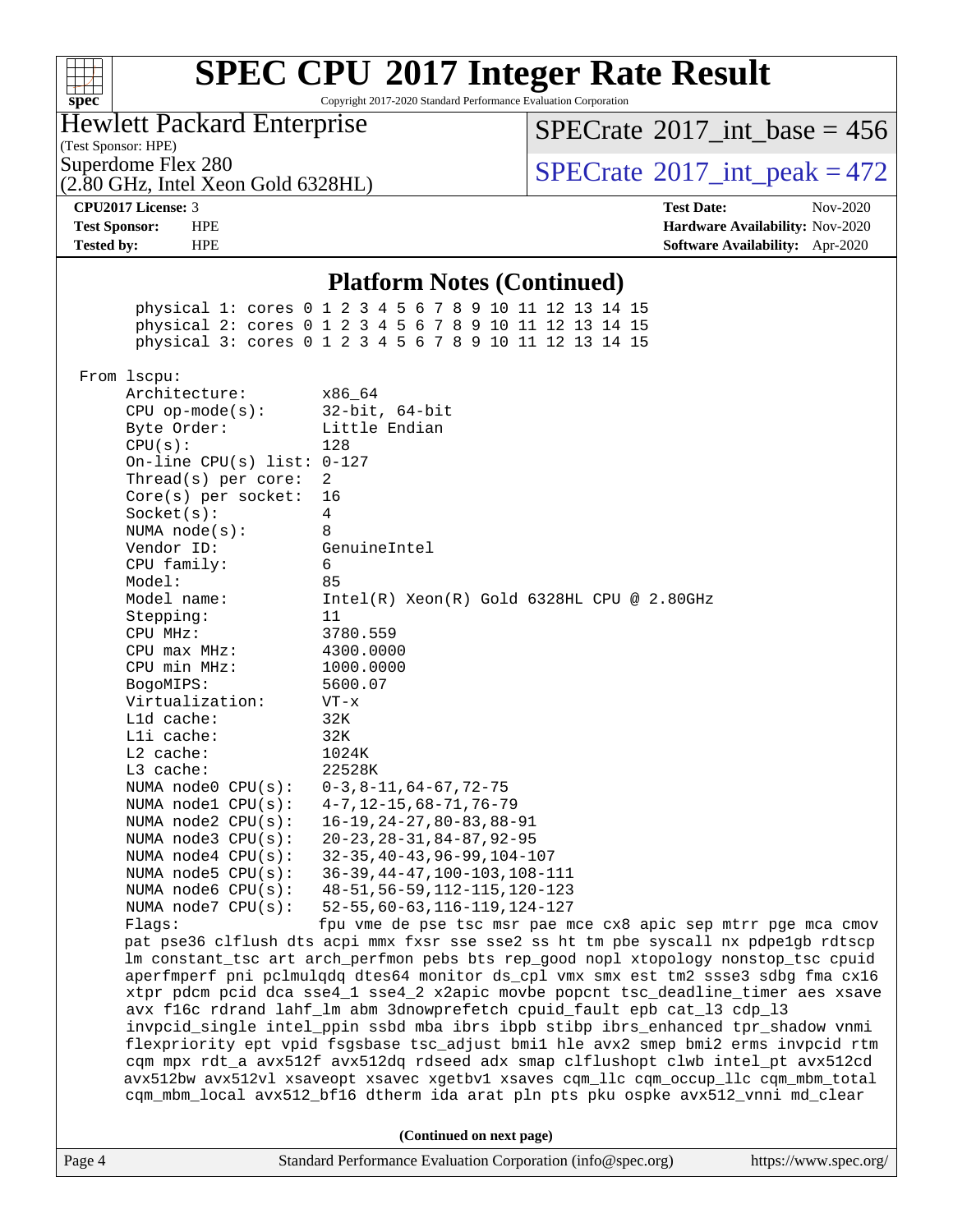# SPEC CPU 2017 Integer Rate Result

Copyright 2017-2020 Standard Performance Evaluation Corporation

**Hewlett Packard Enterprise**
(Test Sponsor: HPE)
Superdome Flex 280
(2.80 GHz, Intel Xeon Gold 6328HL)

SPECrate 2017_int_base = 456
SPECrate 2017_int_peak = 472

**CPU2017 License:** 3
**Test Sponsor:** HPE
**Tested by:** HPE

**Test Date:** Nov-2020
**Hardware Availability:** Nov-2020
**Software Availability:** Apr-2020

## Platform Notes (Continued)

```
        physical 1: cores 0 1 2 3 4 5 6 7 8 9 10 11 12 13 14 15
        physical 2: cores 0 1 2 3 4 5 6 7 8 9 10 11 12 13 14 15
        physical 3: cores 0 1 2 3 4 5 6 7 8 9 10 11 12 13 14 15

 From lscpu:
      Architecture:        x86_64
      CPU op-mode(s):      32-bit, 64-bit
      Byte Order:          Little Endian
      CPU(s):              128
      On-line CPU(s) list: 0-127
      Thread(s) per core:  2
      Core(s) per socket:  16
      Socket(s):           4
      NUMA node(s):        8
      Vendor ID:           GenuineIntel
      CPU family:          6
      Model:               85
      Model name:          Intel(R) Xeon(R) Gold 6328HL CPU @ 2.80GHz
      Stepping:            11
      CPU MHz:             3780.559
      CPU max MHz:         4300.0000
      CPU min MHz:         1000.0000
      BogoMIPS:            5600.07
      Virtualization:      VT-x
      L1d cache:           32K
      L1i cache:           32K
      L2 cache:            1024K
      L3 cache:            22528K
      NUMA node0 CPU(s):   0-3,8-11,64-67,72-75
      NUMA node1 CPU(s):   4-7,12-15,68-71,76-79
      NUMA node2 CPU(s):   16-19,24-27,80-83,88-91
      NUMA node3 CPU(s):   20-23,28-31,84-87,92-95
      NUMA node4 CPU(s):   32-35,40-43,96-99,104-107
      NUMA node5 CPU(s):   36-39,44-47,100-103,108-111
      NUMA node6 CPU(s):   48-51,56-59,112-115,120-123
      NUMA node7 CPU(s):   52-55,60-63,116-119,124-127
      Flags:               fpu vme de pse tsc msr pae mce cx8 apic sep mtrr pge mca cmov
      pat pse36 clflush dts acpi mmx fxsr sse sse2 ss ht tm pbe syscall nx pdpe1gb rdtscp
      lm constant_tsc art arch_perfmon pebs bts rep_good nopl xtopology nonstop_tsc cpuid
      aperfmperf pni pclmulqdq dtes64 monitor ds_cpl vmx smx est tm2 ssse3 sdbg fma cx16
      xtpr pdcm pcid dca sse4_1 sse4_2 x2apic movbe popcnt tsc_deadline_timer aes xsave
      avx f16c rdrand lahf_lm abm 3dnowprefetch cpuid_fault epb cat_l3 cdp_l3
      invpcid_single intel_ppin ssbd mba ibrs ibpb stibp ibrs_enhanced tpr_shadow vnmi
      flexpriority ept vpid fsgsbase tsc_adjust bmi1 hle avx2 smep bmi2 erms invpcid rtm
      cqm mpx rdt_a avx512f avx512dq rdseed adx smap clflushopt clwb intel_pt avx512cd
      avx512bw avx512vl xsaveopt xsavec xgetbv1 xsaves cqm_llc cqm_occup_llc cqm_mbm_total
      cqm_mbm_local avx512_bf16 dtherm ida arat pln pts pku ospke avx512_vnni md_clear
```

**(Continued on next page)**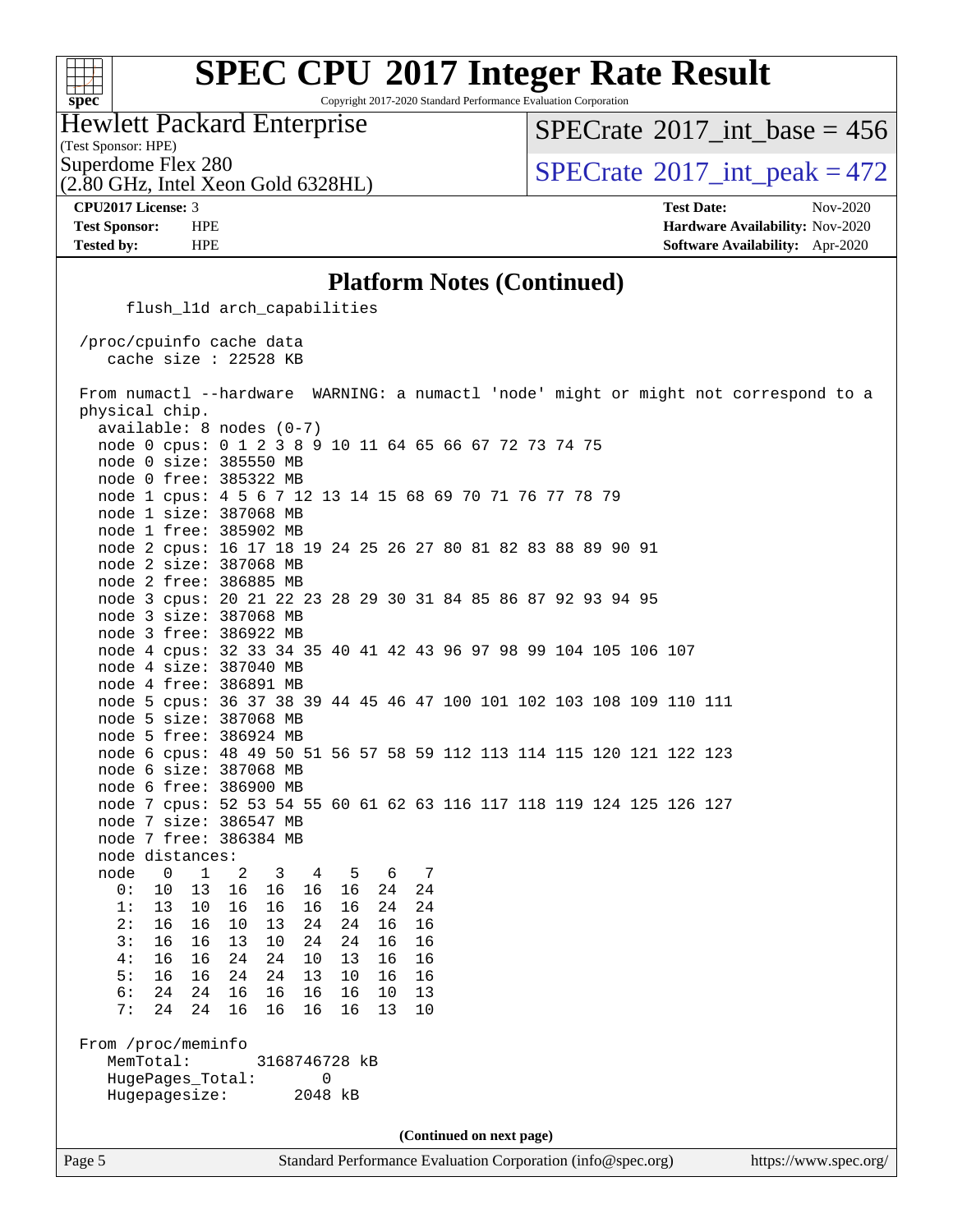## Platform Notes (Continued)

```
      flush_l1d arch_capabilities

 /proc/cpuinfo cache data
    cache size : 22528 KB

 From numactl --hardware  WARNING: a numactl 'node' might or might not correspond to a
 physical chip.
   available: 8 nodes (0-7)
   node 0 cpus: 0 1 2 3 8 9 10 11 64 65 66 67 72 73 74 75
   node 0 size: 385550 MB
   node 0 free: 385322 MB
   node 1 cpus: 4 5 6 7 12 13 14 15 68 69 70 71 76 77 78 79
   node 1 size: 387068 MB
   node 1 free: 385902 MB
   node 2 cpus: 16 17 18 19 24 25 26 27 80 81 82 83 88 89 90 91
   node 2 size: 387068 MB
   node 2 free: 386885 MB
   node 3 cpus: 20 21 22 23 28 29 30 31 84 85 86 87 92 93 94 95
   node 3 size: 387068 MB
   node 3 free: 386922 MB
   node 4 cpus: 32 33 34 35 40 41 42 43 96 97 98 99 104 105 106 107
   node 4 size: 387040 MB
   node 4 free: 386891 MB
   node 5 cpus: 36 37 38 39 44 45 46 47 100 101 102 103 108 109 110 111
   node 5 size: 387068 MB
   node 5 free: 386924 MB
   node 6 cpus: 48 49 50 51 56 57 58 59 112 113 114 115 120 121 122 123
   node 6 size: 387068 MB
   node 6 free: 386900 MB
   node 7 cpus: 52 53 54 55 60 61 62 63 116 117 118 119 124 125 126 127
   node 7 size: 386547 MB
   node 7 free: 386384 MB
   node distances:
   node   0   1   2   3   4   5   6   7
     0:  10  13  16  16  16  16  24  24
     1:  13  10  16  16  16  16  24  24
     2:  16  16  10  13  24  24  16  16
     3:  16  16  13  10  24  24  16  16
     4:  16  16  24  24  10  13  16  16
     5:  16  16  24  24  13  10  16  16
     6:  24  24  16  16  16  16  10  13
     7:  24  24  16  16  16  16  13  10

 From /proc/meminfo
    MemTotal:       3168746728 kB
    HugePages_Total:       0
    Hugepagesize:       2048 kB
```

**(Continued on next page)**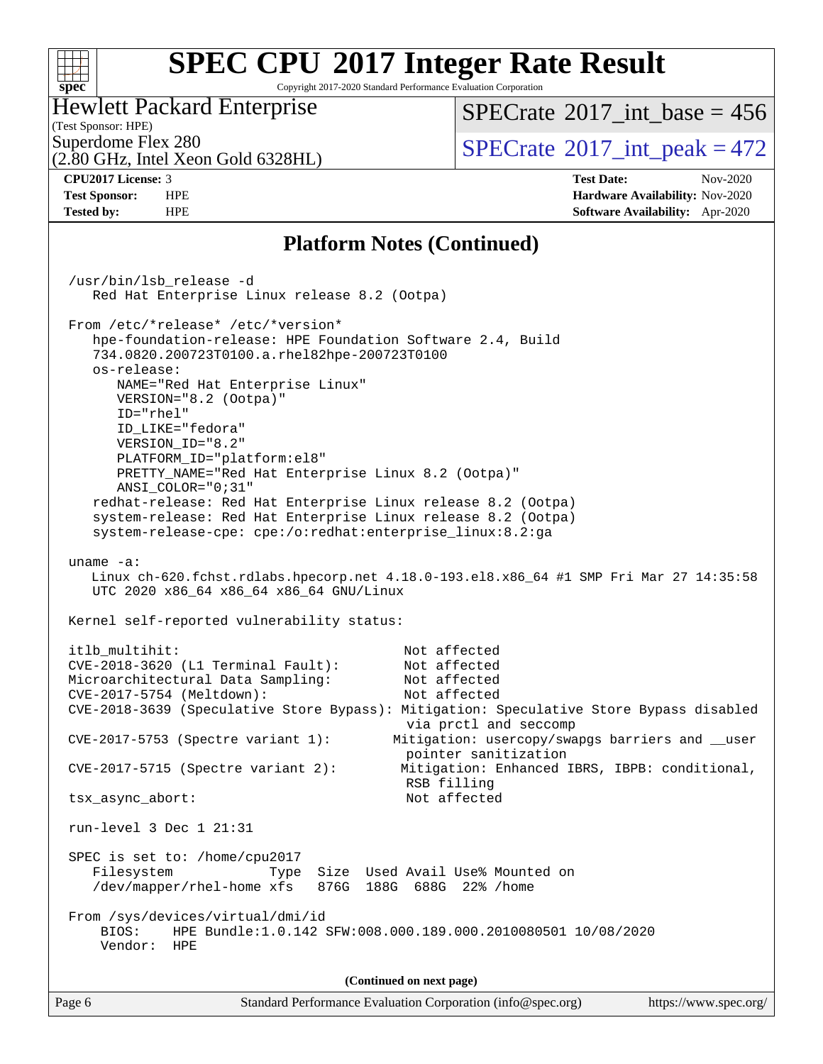## Platform Notes (Continued)

```
/usr/bin/lsb_release -d
   Red Hat Enterprise Linux release 8.2 (Ootpa)

From /etc/*release* /etc/*version*
   hpe-foundation-release: HPE Foundation Software 2.4, Build
   734.0820.200723T0100.a.rhel82hpe-200723T0100
   os-release:
      NAME="Red Hat Enterprise Linux"
      VERSION="8.2 (Ootpa)"
      ID="rhel"
      ID_LIKE="fedora"
      VERSION_ID="8.2"
      PLATFORM_ID="platform:el8"
      PRETTY_NAME="Red Hat Enterprise Linux 8.2 (Ootpa)"
      ANSI_COLOR="0;31"
   redhat-release: Red Hat Enterprise Linux release 8.2 (Ootpa)
   system-release: Red Hat Enterprise Linux release 8.2 (Ootpa)
   system-release-cpe: cpe:/o:redhat:enterprise_linux:8.2:ga

uname -a:
   Linux ch-620.fchst.rdlabs.hpecorp.net 4.18.0-193.el8.x86_64 #1 SMP Fri Mar 27 14:35:58
   UTC 2020 x86_64 x86_64 x86_64 GNU/Linux

Kernel self-reported vulnerability status:

itlb_multihit:                                    Not affected
CVE-2018-3620 (L1 Terminal Fault):                Not affected
Microarchitectural Data Sampling:                 Not affected
CVE-2017-5754 (Meltdown):                         Not affected
CVE-2018-3639 (Speculative Store Bypass): Mitigation: Speculative Store Bypass disabled
                                                   via prctl and seccomp
CVE-2017-5753 (Spectre variant 1):              Mitigation: usercopy/swapgs barriers and __user
                                                   pointer sanitization
CVE-2017-5715 (Spectre variant 2):               Mitigation: Enhanced IBRS, IBPB: conditional,
                                                   RSB filling
tsx_async_abort:                                   Not affected

run-level 3 Dec 1 21:31

SPEC is set to: /home/cpu2017
   Filesystem            Type  Size  Used Avail Use% Mounted on
   /dev/mapper/rhel-home xfs   876G  188G  688G  22% /home

From /sys/devices/virtual/dmi/id
    BIOS:    HPE Bundle:1.0.142 SFW:008.000.189.000.2010080501 10/08/2020
    Vendor:  HPE
```

(Continued on next page)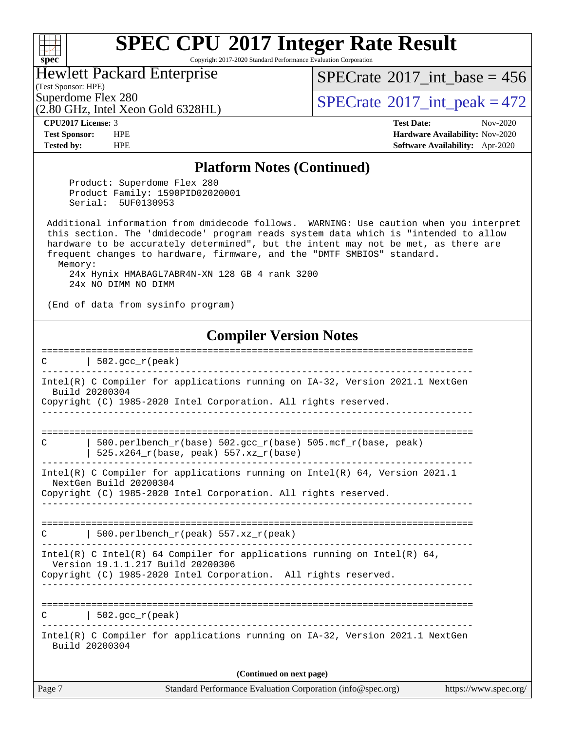## Platform Notes (Continued)

```
    Product: Superdome Flex 280
    Product Family: 1590PID02020001
    Serial:  5UF0130953

 Additional information from dmidecode follows.  WARNING: Use caution when you interpret
 this section. The 'dmidecode' program reads system data which is "intended to allow
 hardware to be accurately determined", but the intent may not be met, as there are
 frequent changes to hardware, firmware, and the "DMTF SMBIOS" standard.
   Memory:
     24x Hynix HMABAGL7ABR4N-XN 128 GB 4 rank 3200
     24x NO DIMM NO DIMM

 (End of data from sysinfo program)
```

## Compiler Version Notes

```
==============================================================================
C       | 502.gcc_r(peak)
------------------------------------------------------------------------------
Intel(R) C Compiler for applications running on IA-32, Version 2021.1 NextGen
  Build 20200304
Copyright (C) 1985-2020 Intel Corporation. All rights reserved.
------------------------------------------------------------------------------

==============================================================================
C       | 500.perlbench_r(base) 502.gcc_r(base) 505.mcf_r(base, peak)
        | 525.x264_r(base, peak) 557.xz_r(base)
------------------------------------------------------------------------------
Intel(R) C Compiler for applications running on Intel(R) 64, Version 2021.1
  NextGen Build 20200304
Copyright (C) 1985-2020 Intel Corporation. All rights reserved.
------------------------------------------------------------------------------

==============================================================================
C       | 500.perlbench_r(peak) 557.xz_r(peak)
------------------------------------------------------------------------------
Intel(R) C Intel(R) 64 Compiler for applications running on Intel(R) 64,
  Version 19.1.1.217 Build 20200306
Copyright (C) 1985-2020 Intel Corporation.  All rights reserved.
------------------------------------------------------------------------------

==============================================================================
C       | 502.gcc_r(peak)
------------------------------------------------------------------------------
Intel(R) C Compiler for applications running on IA-32, Version 2021.1 NextGen
  Build 20200304
```

**(Continued on next page)**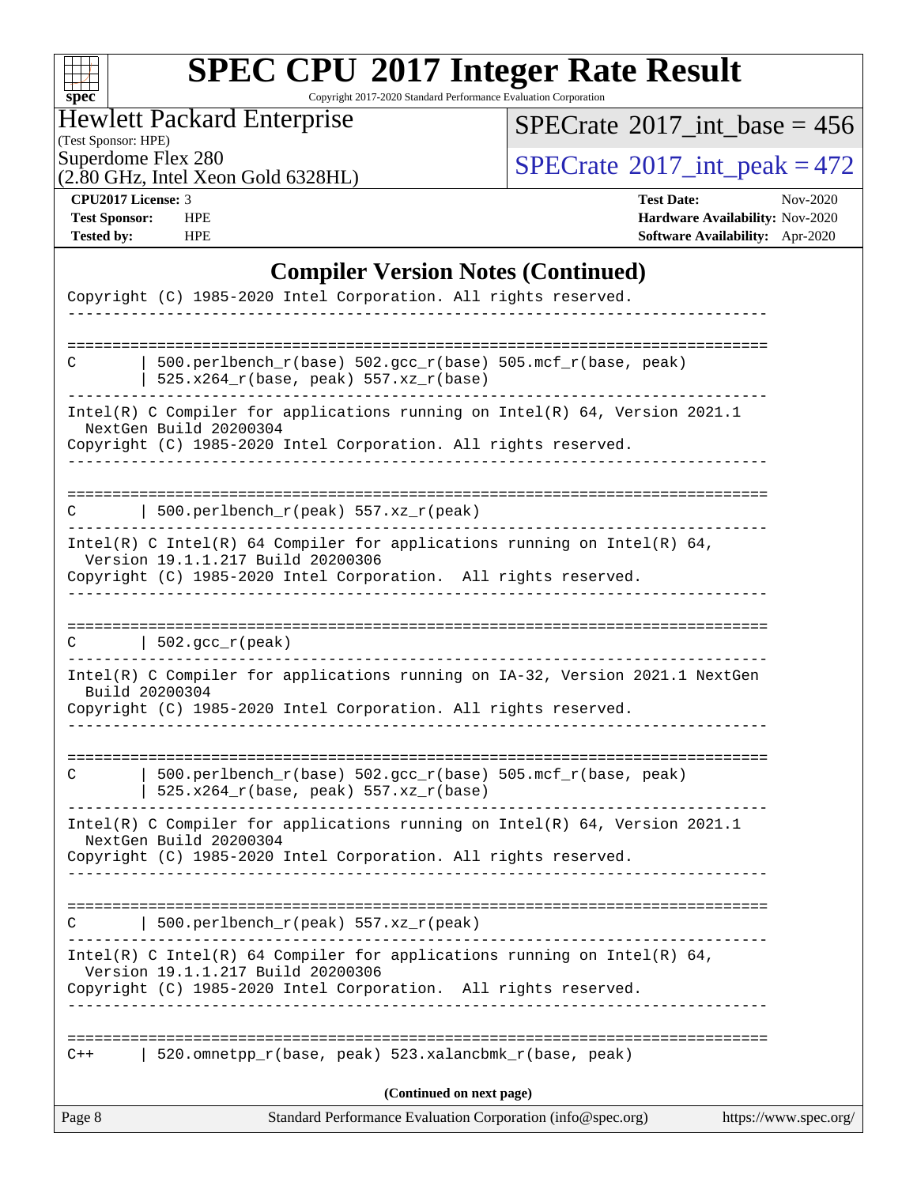## Compiler Version Notes (Continued)

```
Copyright (C) 1985-2020 Intel Corporation. All rights reserved.
------------------------------------------------------------------------------

==============================================================================
C       | 500.perlbench_r(base) 502.gcc_r(base) 505.mcf_r(base, peak)
        | 525.x264_r(base, peak) 557.xz_r(base)
------------------------------------------------------------------------------
Intel(R) C Compiler for applications running on Intel(R) 64, Version 2021.1
  NextGen Build 20200304
Copyright (C) 1985-2020 Intel Corporation. All rights reserved.
------------------------------------------------------------------------------

==============================================================================
C       | 500.perlbench_r(peak) 557.xz_r(peak)
------------------------------------------------------------------------------
Intel(R) C Intel(R) 64 Compiler for applications running on Intel(R) 64,
  Version 19.1.1.217 Build 20200306
Copyright (C) 1985-2020 Intel Corporation.  All rights reserved.
------------------------------------------------------------------------------

==============================================================================
C       | 502.gcc_r(peak)
------------------------------------------------------------------------------
Intel(R) C Compiler for applications running on IA-32, Version 2021.1 NextGen
  Build 20200304
Copyright (C) 1985-2020 Intel Corporation. All rights reserved.
------------------------------------------------------------------------------

==============================================================================
C       | 500.perlbench_r(base) 502.gcc_r(base) 505.mcf_r(base, peak)
        | 525.x264_r(base, peak) 557.xz_r(base)
------------------------------------------------------------------------------
Intel(R) C Compiler for applications running on Intel(R) 64, Version 2021.1
  NextGen Build 20200304
Copyright (C) 1985-2020 Intel Corporation. All rights reserved.
------------------------------------------------------------------------------

==============================================================================
C       | 500.perlbench_r(peak) 557.xz_r(peak)
------------------------------------------------------------------------------
Intel(R) C Intel(R) 64 Compiler for applications running on Intel(R) 64,
  Version 19.1.1.217 Build 20200306
Copyright (C) 1985-2020 Intel Corporation.  All rights reserved.
------------------------------------------------------------------------------

==============================================================================
C++     | 520.omnetpp_r(base, peak) 523.xalancbmk_r(base, peak)
```

(Continued on next page)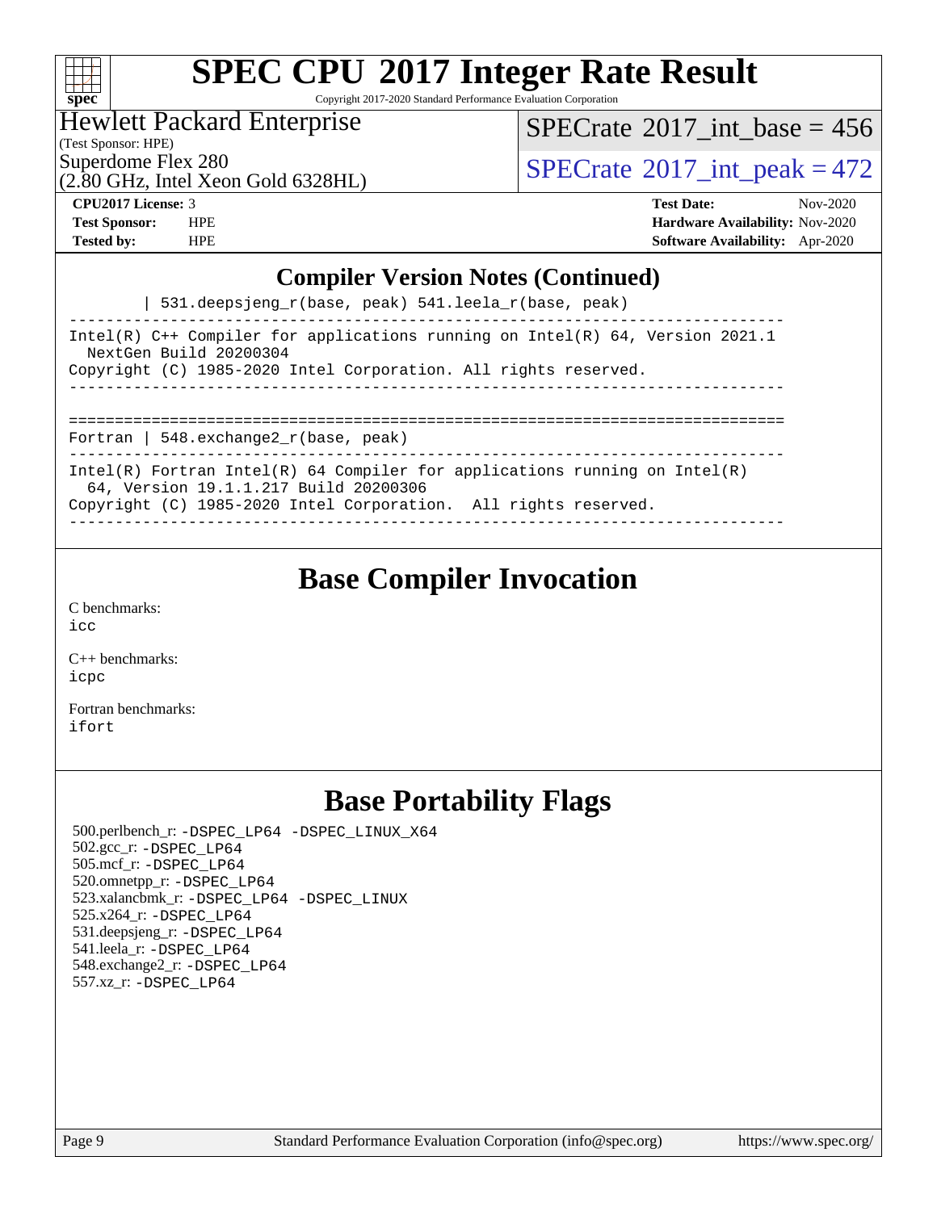# SPEC CPU 2017 Integer Rate Result

Copyright 2017-2020 Standard Performance Evaluation Corporation

**Hewlett Packard Enterprise**
(Test Sponsor: HPE)
Superdome Flex 280
(2.80 GHz, Intel Xeon Gold 6328HL)

SPECrate 2017_int_base = 456
SPECrate 2017_int_peak = 472

**CPU2017 License:** 3
**Test Sponsor:** HPE
**Tested by:** HPE

**Test Date:** Nov-2020
**Hardware Availability:** Nov-2020
**Software Availability:** Apr-2020

## Compiler Version Notes (Continued)

```
        | 531.deepsjeng_r(base, peak) 541.leela_r(base, peak)
------------------------------------------------------------------------------
Intel(R) C++ Compiler for applications running on Intel(R) 64, Version 2021.1
  NextGen Build 20200304
Copyright (C) 1985-2020 Intel Corporation. All rights reserved.
------------------------------------------------------------------------------

==============================================================================
Fortran | 548.exchange2_r(base, peak)
------------------------------------------------------------------------------
Intel(R) Fortran Intel(R) 64 Compiler for applications running on Intel(R)
  64, Version 19.1.1.217 Build 20200306
Copyright (C) 1985-2020 Intel Corporation.  All rights reserved.
------------------------------------------------------------------------------
```

## Base Compiler Invocation

C benchmarks:
icc

C++ benchmarks:
icpc

Fortran benchmarks:
ifort

## Base Portability Flags

500.perlbench_r: -DSPEC_LP64 -DSPEC_LINUX_X64
502.gcc_r: -DSPEC_LP64
505.mcf_r: -DSPEC_LP64
520.omnetpp_r: -DSPEC_LP64
523.xalancbmk_r: -DSPEC_LP64 -DSPEC_LINUX
525.x264_r: -DSPEC_LP64
531.deepsjeng_r: -DSPEC_LP64
541.leela_r: -DSPEC_LP64
548.exchange2_r: -DSPEC_LP64
557.xz_r: -DSPEC_LP64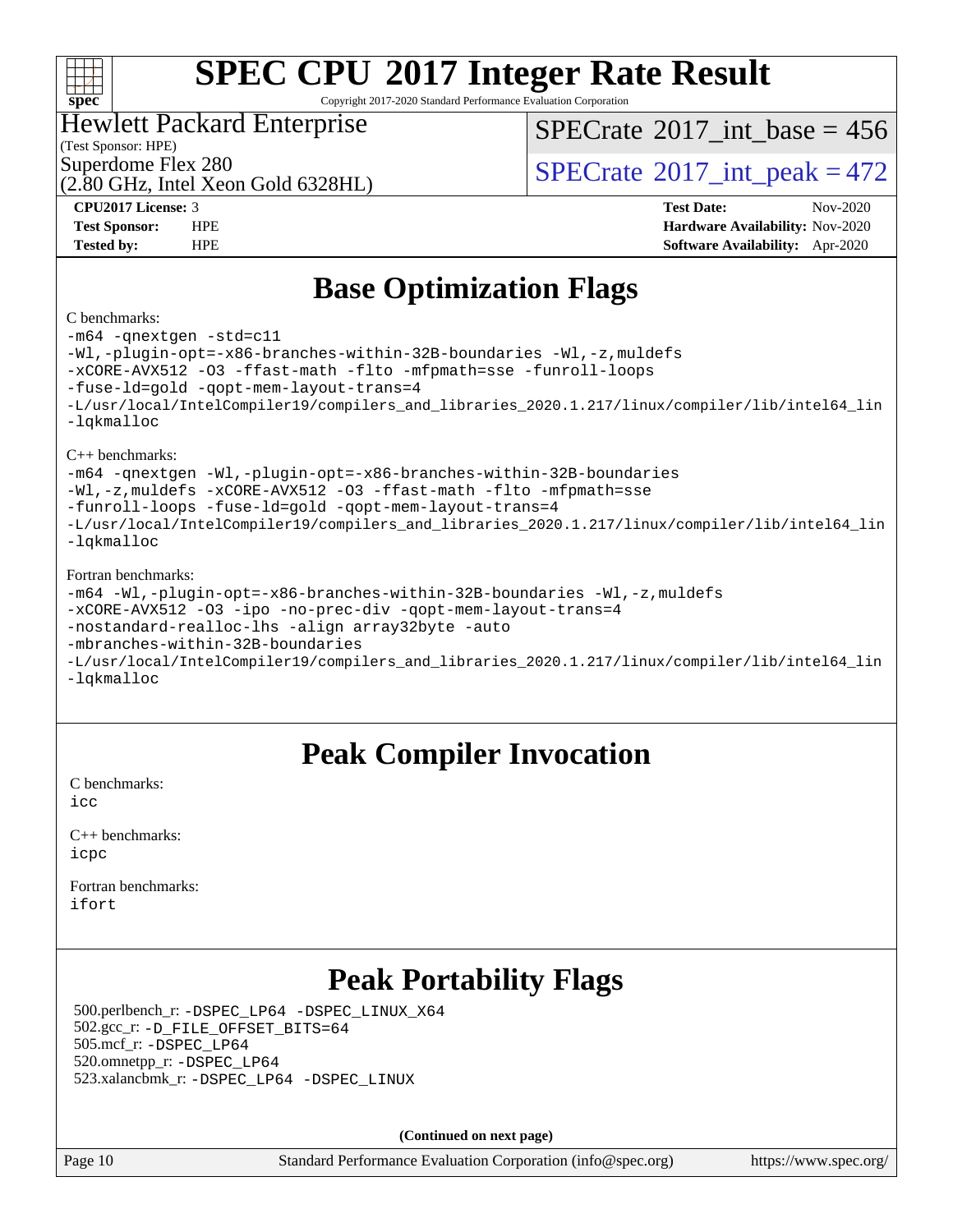# SPEC CPU 2017 Integer Rate Result

Copyright 2017-2020 Standard Performance Evaluation Corporation

**Hewlett Packard Enterprise**
(Test Sponsor: HPE)
Superdome Flex 280
(2.80 GHz, Intel Xeon Gold 6328HL)

SPECrate 2017_int_base = 456
SPECrate 2017_int_peak = 472

| | | | |
|---|---|---|---|
| **CPU2017 License:** | 3 | **Test Date:** | Nov-2020 |
| **Test Sponsor:** | HPE | **Hardware Availability:** | Nov-2020 |
| **Tested by:** | HPE | **Software Availability:** | Apr-2020 |

## Base Optimization Flags

C benchmarks:

```
-m64 -qnextgen -std=c11
-Wl,-plugin-opt=-x86-branches-within-32B-boundaries -Wl,-z,muldefs
-xCORE-AVX512 -O3 -ffast-math -flto -mfpmath=sse -funroll-loops
-fuse-ld=gold -qopt-mem-layout-trans=4
-L/usr/local/IntelCompiler19/compilers_and_libraries_2020.1.217/linux/compiler/lib/intel64_lin
-lqkmalloc
```

C++ benchmarks:

```
-m64 -qnextgen -Wl,-plugin-opt=-x86-branches-within-32B-boundaries
-Wl,-z,muldefs -xCORE-AVX512 -O3 -ffast-math -flto -mfpmath=sse
-funroll-loops -fuse-ld=gold -qopt-mem-layout-trans=4
-L/usr/local/IntelCompiler19/compilers_and_libraries_2020.1.217/linux/compiler/lib/intel64_lin
-lqkmalloc
```

Fortran benchmarks:

```
-m64 -Wl,-plugin-opt=-x86-branches-within-32B-boundaries -Wl,-z,muldefs
-xCORE-AVX512 -O3 -ipo -no-prec-div -qopt-mem-layout-trans=4
-nostandard-realloc-lhs -align array32byte -auto
-mbranches-within-32B-boundaries
-L/usr/local/IntelCompiler19/compilers_and_libraries_2020.1.217/linux/compiler/lib/intel64_lin
-lqkmalloc
```

## Peak Compiler Invocation

C benchmarks:
icc

C++ benchmarks:
icpc

Fortran benchmarks:
ifort

## Peak Portability Flags

500.perlbench_r: -DSPEC_LP64 -DSPEC_LINUX_X64
502.gcc_r: -D_FILE_OFFSET_BITS=64
505.mcf_r: -DSPEC_LP64
520.omnetpp_r: -DSPEC_LP64
523.xalancbmk_r: -DSPEC_LP64 -DSPEC_LINUX

**(Continued on next page)**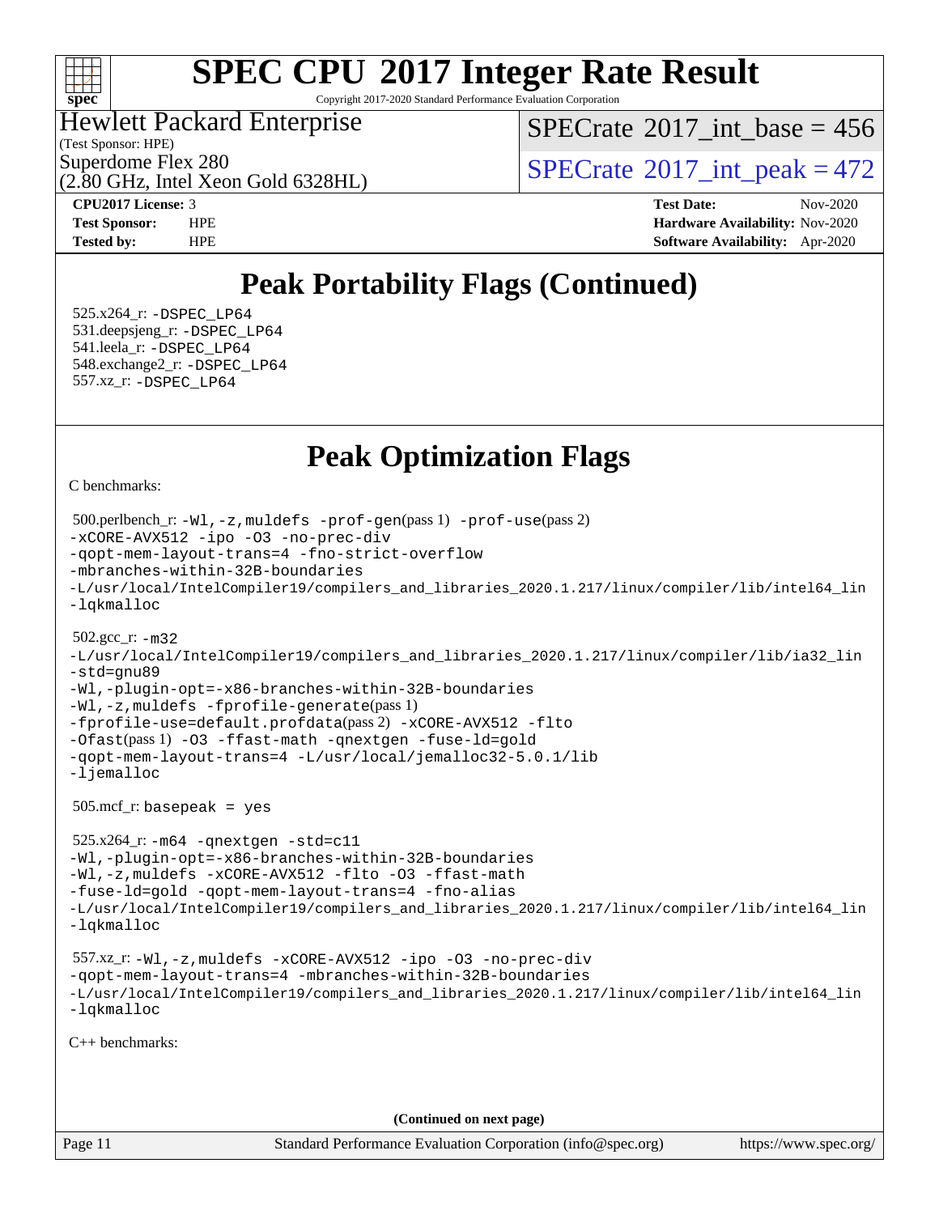# SPEC CPU 2017 Integer Rate Result

Copyright 2017-2020 Standard Performance Evaluation Corporation

**Hewlett Packard Enterprise**
(Test Sponsor: HPE)
Superdome Flex 280
(2.80 GHz, Intel Xeon Gold 6328HL)

SPECrate 2017_int_base = 456
SPECrate 2017_int_peak = 472

| | | | |
|---|---|---|---|
| **CPU2017 License:** | 3 | **Test Date:** | Nov-2020 |
| **Test Sponsor:** | HPE | **Hardware Availability:** | Nov-2020 |
| **Tested by:** | HPE | **Software Availability:** | Apr-2020 |

## Peak Portability Flags (Continued)

525.x264_r: -DSPEC_LP64
531.deepsjeng_r: -DSPEC_LP64
541.leela_r: -DSPEC_LP64
548.exchange2_r: -DSPEC_LP64
557.xz_r: -DSPEC_LP64

## Peak Optimization Flags

C benchmarks:

500.perlbench_r: -Wl,-z,muldefs -prof-gen(pass 1) -prof-use(pass 2)
-xCORE-AVX512 -ipo -O3 -no-prec-div
-qopt-mem-layout-trans=4 -fno-strict-overflow
-mbranches-within-32B-boundaries
-L/usr/local/IntelCompiler19/compilers_and_libraries_2020.1.217/linux/compiler/lib/intel64_lin
-lqkmalloc

502.gcc_r: -m32
-L/usr/local/IntelCompiler19/compilers_and_libraries_2020.1.217/linux/compiler/lib/ia32_lin
-std=gnu89
-Wl,-plugin-opt=-x86-branches-within-32B-boundaries
-Wl,-z,muldefs -fprofile-generate(pass 1)
-fprofile-use=default.profdata(pass 2) -xCORE-AVX512 -flto
-Ofast(pass 1) -O3 -ffast-math -qnextgen -fuse-ld=gold
-qopt-mem-layout-trans=4 -L/usr/local/jemalloc32-5.0.1/lib
-ljemalloc

505.mcf_r: basepeak = yes

525.x264_r: -m64 -qnextgen -std=c11
-Wl,-plugin-opt=-x86-branches-within-32B-boundaries
-Wl,-z,muldefs -xCORE-AVX512 -flto -O3 -ffast-math
-fuse-ld=gold -qopt-mem-layout-trans=4 -fno-alias
-L/usr/local/IntelCompiler19/compilers_and_libraries_2020.1.217/linux/compiler/lib/intel64_lin
-lqkmalloc

557.xz_r: -Wl,-z,muldefs -xCORE-AVX512 -ipo -O3 -no-prec-div
-qopt-mem-layout-trans=4 -mbranches-within-32B-boundaries
-L/usr/local/IntelCompiler19/compilers_and_libraries_2020.1.217/linux/compiler/lib/intel64_lin
-lqkmalloc

C++ benchmarks:

**(Continued on next page)**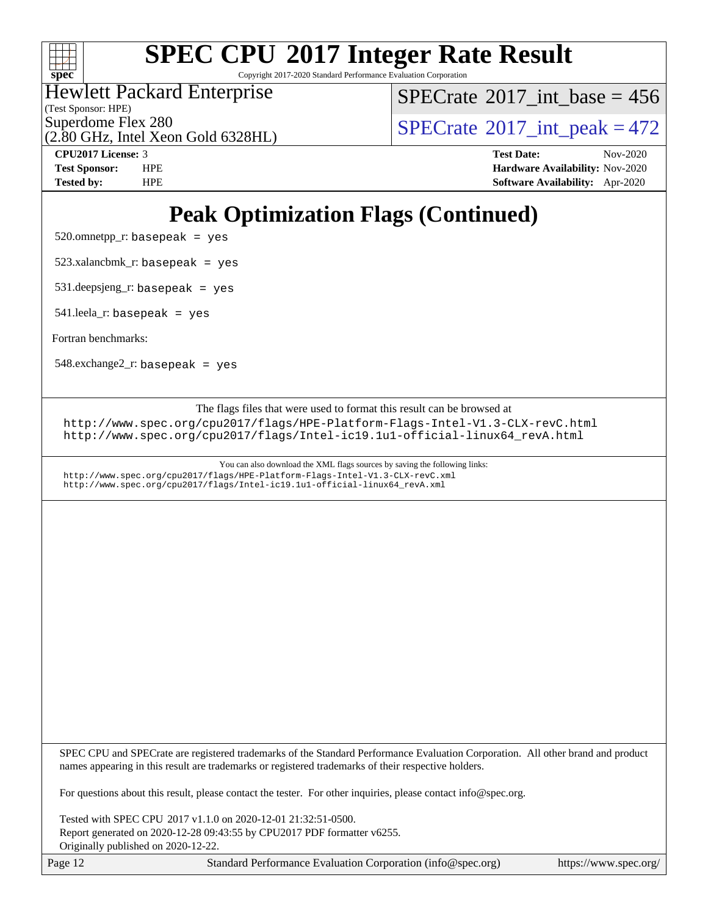# Peak Optimization Flags (Continued)

520.omnetpp_r: basepeak = yes

523.xalancbmk_r: basepeak = yes

531.deepsjeng_r: basepeak = yes

541.leela_r: basepeak = yes

Fortran benchmarks:

548.exchange2_r: basepeak = yes

The flags files that were used to format this result can be browsed at

http://www.spec.org/cpu2017/flags/HPE-Platform-Flags-Intel-V1.3-CLX-revC.html
http://www.spec.org/cpu2017/flags/Intel-ic19.1u1-official-linux64_revA.html

You can also download the XML flags sources by saving the following links:

http://www.spec.org/cpu2017/flags/HPE-Platform-Flags-Intel-V1.3-CLX-revC.xml
http://www.spec.org/cpu2017/flags/Intel-ic19.1u1-official-linux64_revA.xml

SPEC CPU and SPECrate are registered trademarks of the Standard Performance Evaluation Corporation. All other brand and product names appearing in this result are trademarks or registered trademarks of their respective holders.

For questions about this result, please contact the tester. For other inquiries, please contact info@spec.org.

Tested with SPEC CPU 2017 v1.1.0 on 2020-12-01 21:32:51-0500.
Report generated on 2020-12-28 09:43:55 by CPU2017 PDF formatter v6255.
Originally published on 2020-12-22.